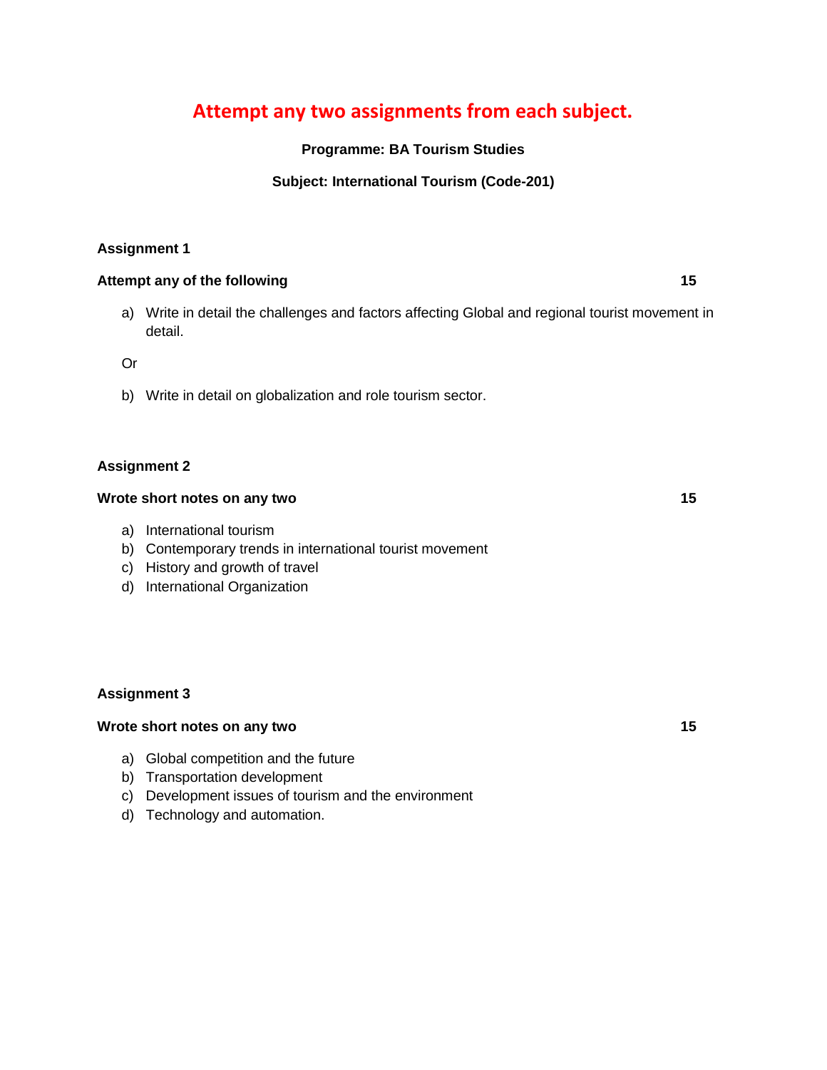# Attempt any two assignments from each subject.

**Programme: BA Tourism Studies**

**Subject: International Tourism (Code-201)**

**Assignment 1**

**Attempt any of the following** **15**

a) Write in detail the challenges and factors affecting Global and regional tourist movement in detail.

Or

b) Write in detail on globalization and role tourism sector.

**Assignment 2**

**Wrote short notes on any two** **15**

a) International tourism
b) Contemporary trends in international tourist movement
c) History and growth of travel
d) International Organization

**Assignment 3**

**Wrote short notes on any two** **15**

a) Global competition and the future
b) Transportation development
c) Development issues of tourism and the environment
d) Technology and automation.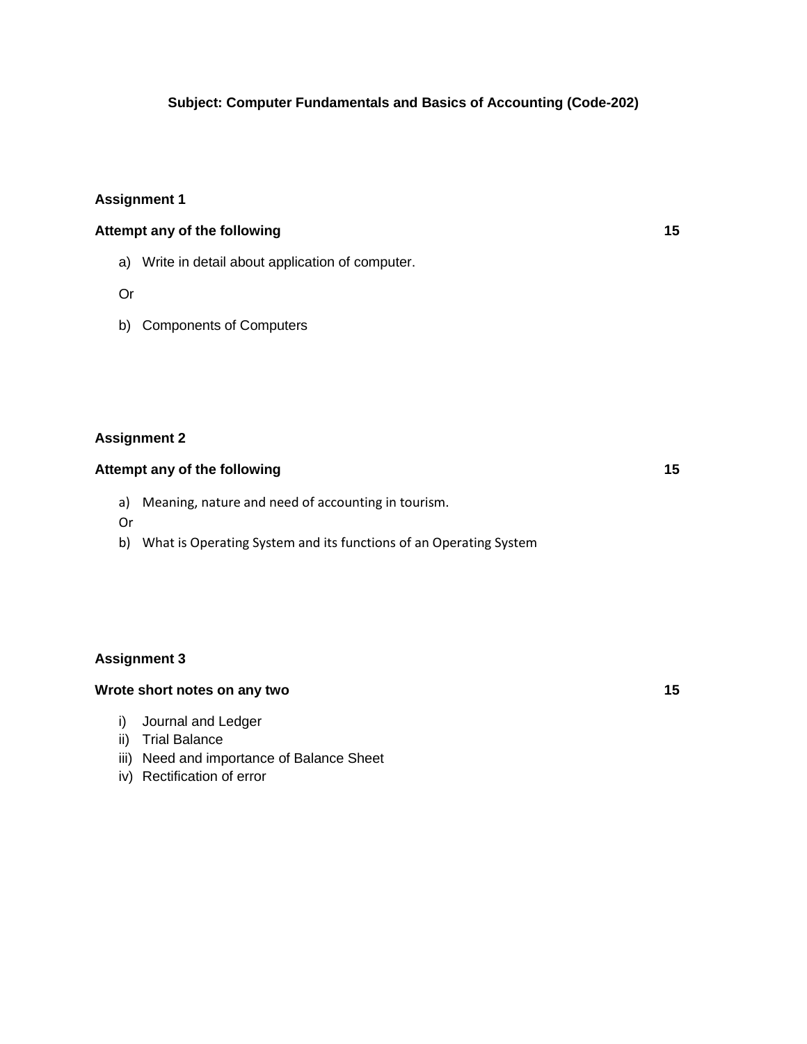**Subject: Computer Fundamentals and Basics of Accounting (Code-202)**

**Assignment 1**

**Attempt any of the following** **15**

a) Write in detail about application of computer.

Or

b) Components of Computers

**Assignment 2**

**Attempt any of the following** **15**

a) Meaning, nature and need of accounting in tourism.

Or

b) What is Operating System and its functions of an Operating System

**Assignment 3**

**Wrote short notes on any two** **15**

i) Journal and Ledger
ii) Trial Balance
iii) Need and importance of Balance Sheet
iv) Rectification of error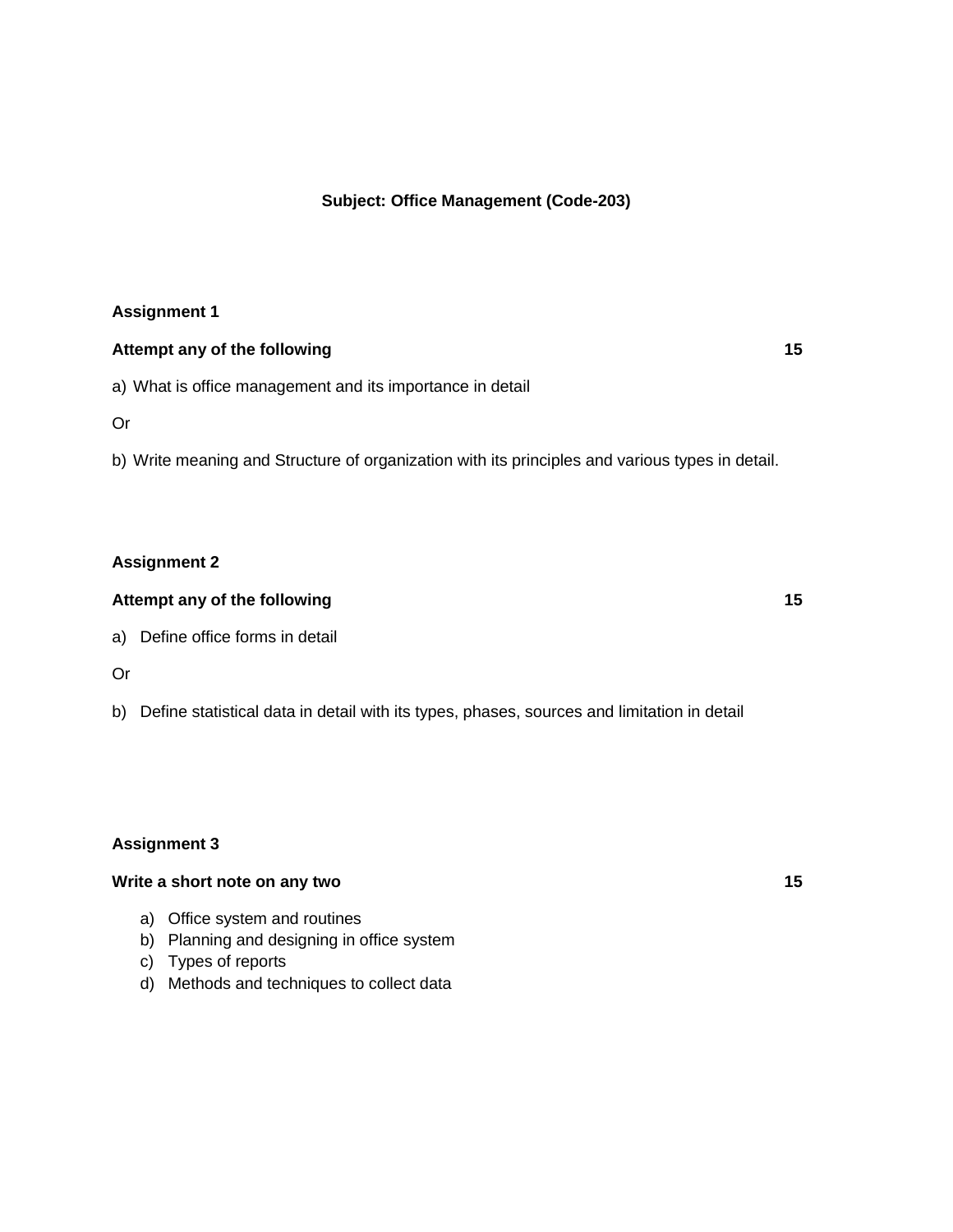### Subject: Office Management (Code-203)

**Assignment 1**

**Attempt any of the following** **15**

a) What is office management and its importance in detail

Or

b) Write meaning and Structure of organization with its principles and various types in detail.

**Assignment 2**

**Attempt any of the following** **15**

a) Define office forms in detail

Or

b) Define statistical data in detail with its types, phases, sources and limitation in detail

**Assignment 3**

**Write a short note on any two** **15**

a) Office system and routines
b) Planning and designing in office system
c) Types of reports
d) Methods and techniques to collect data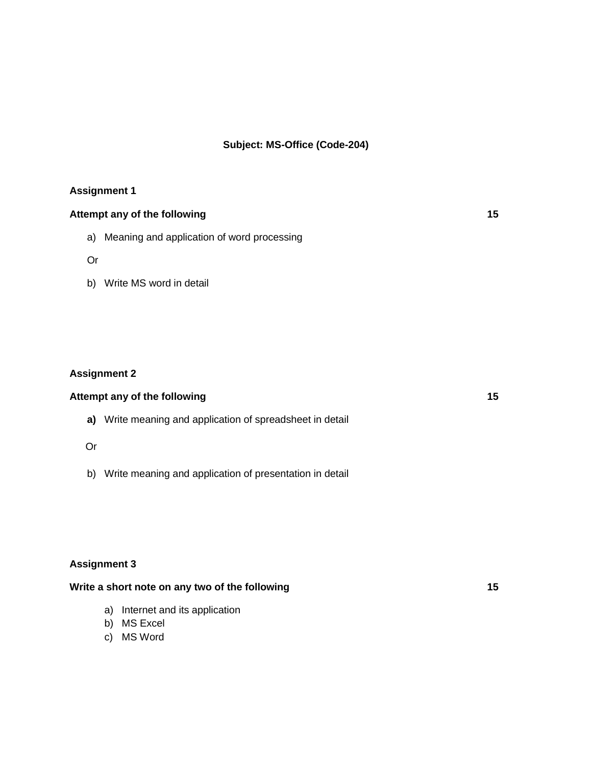**Subject: MS-Office (Code-204)**

**Assignment 1**

**Attempt any of the following** **15**

a) Meaning and application of word processing

Or

b) Write MS word in detail

**Assignment 2**

**Attempt any of the following** **15**

**a)** Write meaning and application of spreadsheet in detail

Or

b) Write meaning and application of presentation in detail

**Assignment 3**

**Write a short note on any two of the following** **15**

a) Internet and its application
b) MS Excel
c) MS Word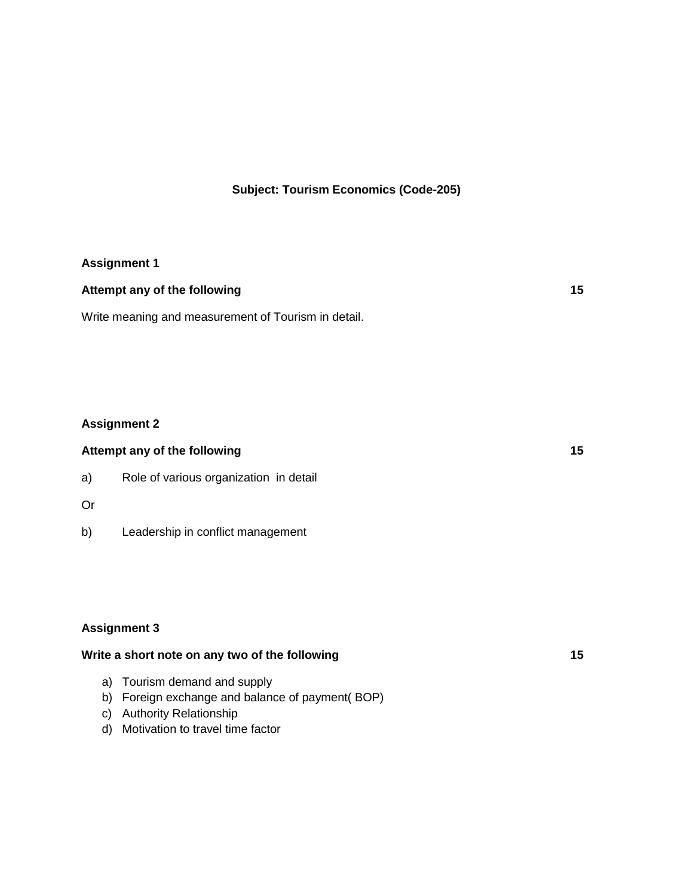**Subject: Tourism Economics (Code-205)**

**Assignment 1**

**Attempt any of the following** **15**

Write meaning and measurement of Tourism in detail.

**Assignment 2**

**Attempt any of the following** **15**

a) Role of various organization in detail

Or

b) Leadership in conflict management

**Assignment 3**

**Write a short note on any two of the following** **15**

a) Tourism demand and supply
b) Foreign exchange and balance of payment( BOP)
c) Authority Relationship
d) Motivation to travel time factor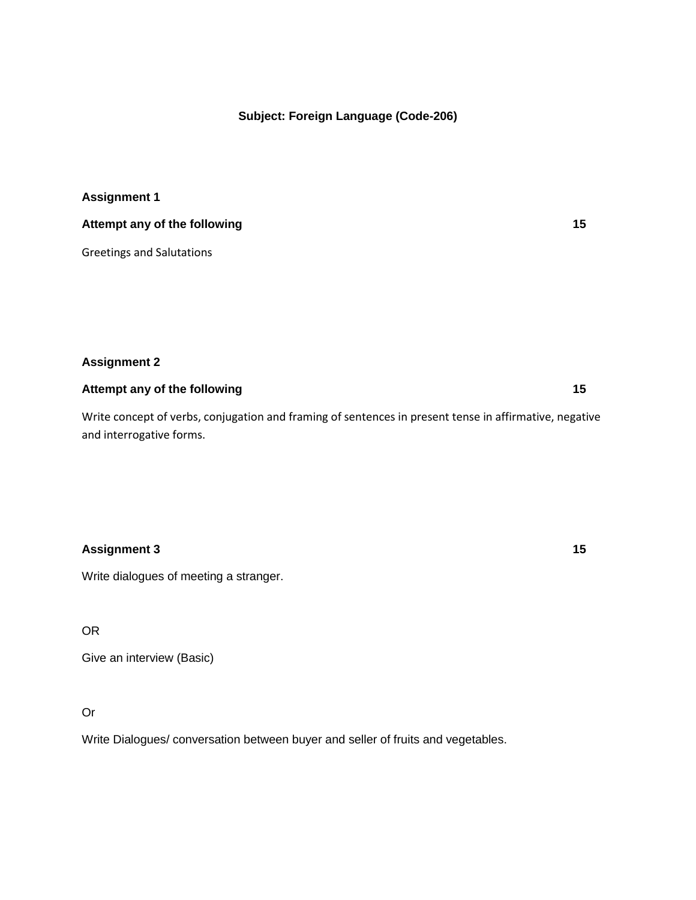**Subject: Foreign Language (Code-206)**

**Assignment 1**

**Attempt any of the following** **15**

Greetings and Salutations

**Assignment 2**

**Attempt any of the following** **15**

Write concept of verbs, conjugation and framing of sentences in present tense in affirmative, negative and interrogative forms.

**Assignment 3** **15**

Write dialogues of meeting a stranger.

OR

Give an interview (Basic)

Or

Write Dialogues/ conversation between buyer and seller of fruits and vegetables.